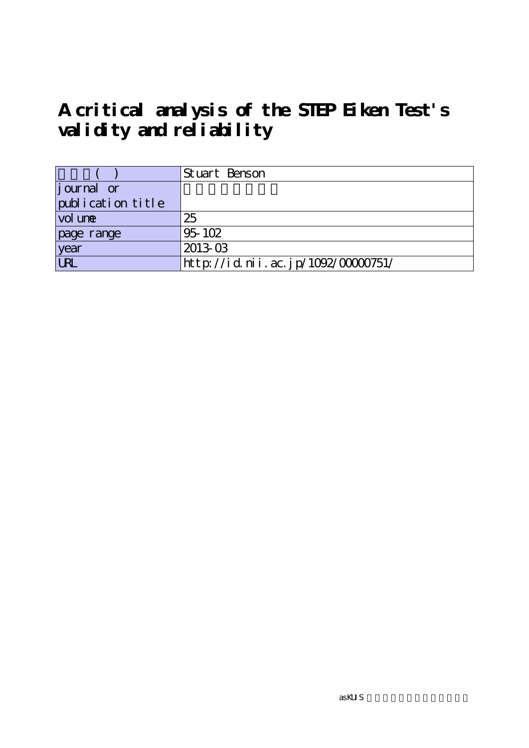# A critical analysis of the STEP Eiken Test's validity and reliability

| 著者名( ) | Stuart Benson |
|---|---|
| journal or publication title | |
| volume | 25 |
| page range | 95-102 |
| year | 2013-03 |
| URL | http://id.nii.ac.jp/1092/00000751/ |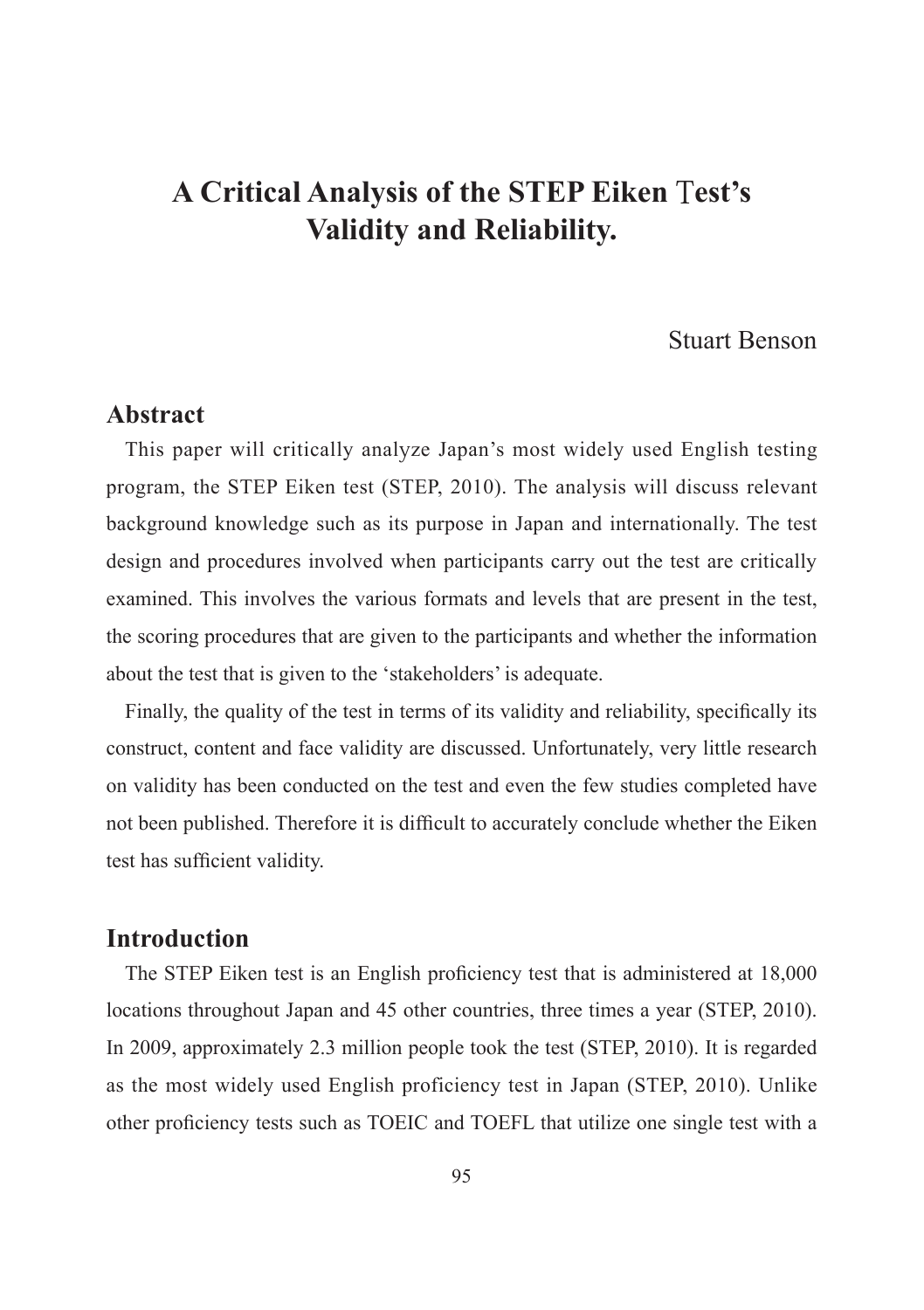# A Critical Analysis of the STEP Eiken Test's Validity and Reliability.

Stuart Benson

## Abstract

This paper will critically analyze Japan's most widely used English testing program, the STEP Eiken test (STEP, 2010). The analysis will discuss relevant background knowledge such as its purpose in Japan and internationally. The test design and procedures involved when participants carry out the test are critically examined. This involves the various formats and levels that are present in the test, the scoring procedures that are given to the participants and whether the information about the test that is given to the 'stakeholders' is adequate.

Finally, the quality of the test in terms of its validity and reliability, specifically its construct, content and face validity are discussed. Unfortunately, very little research on validity has been conducted on the test and even the few studies completed have not been published. Therefore it is difficult to accurately conclude whether the Eiken test has sufficient validity.

## Introduction

The STEP Eiken test is an English proficiency test that is administered at 18,000 locations throughout Japan and 45 other countries, three times a year (STEP, 2010). In 2009, approximately 2.3 million people took the test (STEP, 2010). It is regarded as the most widely used English proficiency test in Japan (STEP, 2010). Unlike other proficiency tests such as TOEIC and TOEFL that utilize one single test with a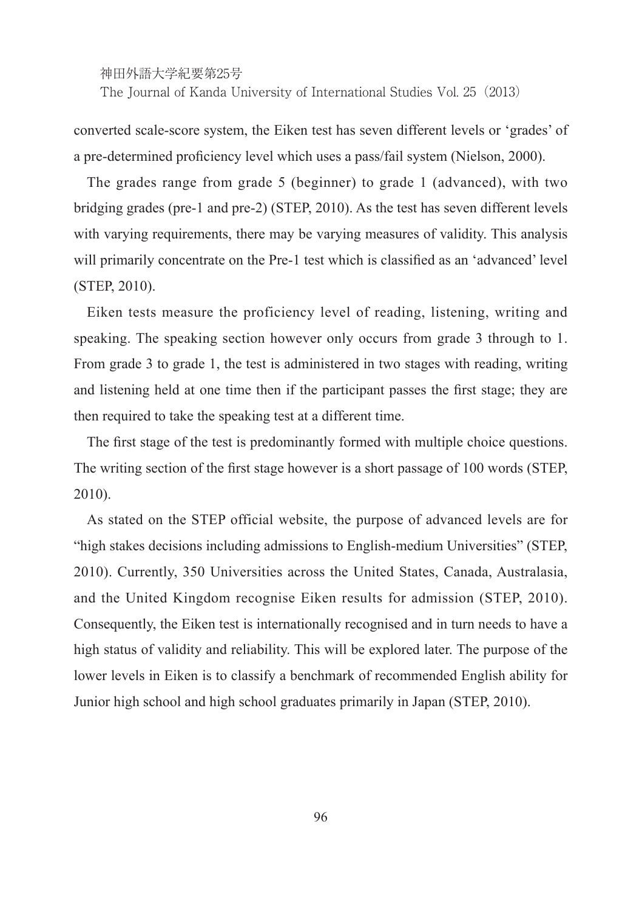converted scale-score system, the Eiken test has seven different levels or 'grades' of a pre-determined proficiency level which uses a pass/fail system (Nielson, 2000).

The grades range from grade 5 (beginner) to grade 1 (advanced), with two bridging grades (pre-1 and pre-2) (STEP, 2010). As the test has seven different levels with varying requirements, there may be varying measures of validity. This analysis will primarily concentrate on the Pre-1 test which is classified as an 'advanced' level (STEP, 2010).

Eiken tests measure the proficiency level of reading, listening, writing and speaking. The speaking section however only occurs from grade 3 through to 1. From grade 3 to grade 1, the test is administered in two stages with reading, writing and listening held at one time then if the participant passes the first stage; they are then required to take the speaking test at a different time.

The first stage of the test is predominantly formed with multiple choice questions. The writing section of the first stage however is a short passage of 100 words (STEP, 2010).

As stated on the STEP official website, the purpose of advanced levels are for "high stakes decisions including admissions to English-medium Universities" (STEP, 2010). Currently, 350 Universities across the United States, Canada, Australasia, and the United Kingdom recognise Eiken results for admission (STEP, 2010). Consequently, the Eiken test is internationally recognised and in turn needs to have a high status of validity and reliability. This will be explored later. The purpose of the lower levels in Eiken is to classify a benchmark of recommended English ability for Junior high school and high school graduates primarily in Japan (STEP, 2010).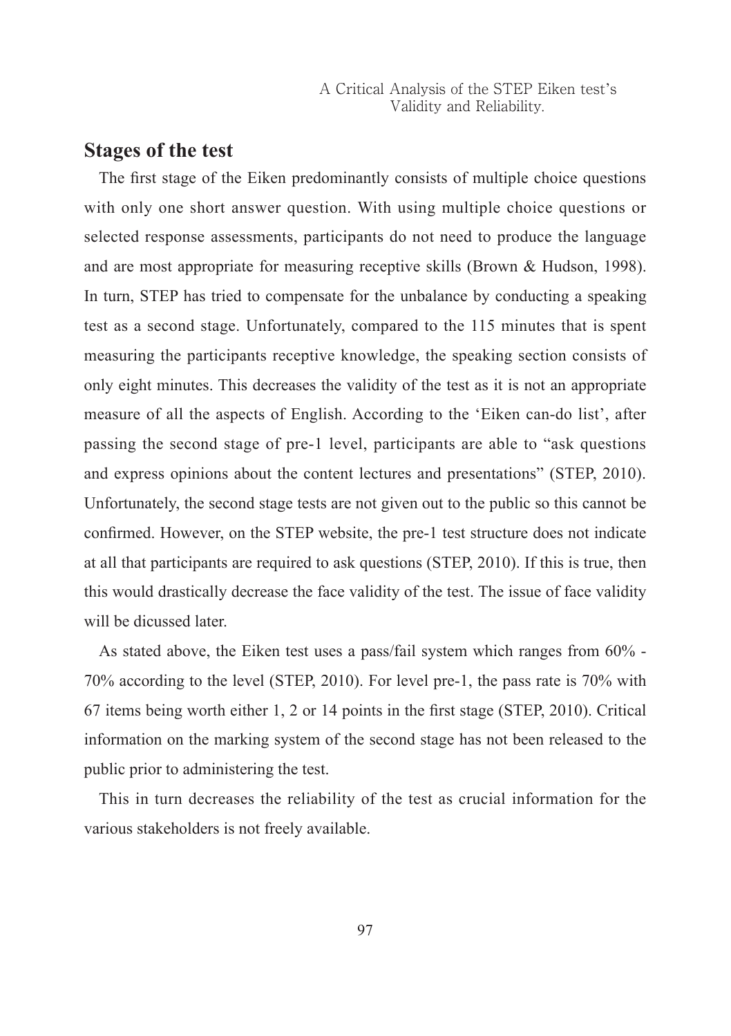## Stages of the test

The first stage of the Eiken predominantly consists of multiple choice questions with only one short answer question. With using multiple choice questions or selected response assessments, participants do not need to produce the language and are most appropriate for measuring receptive skills (Brown & Hudson, 1998). In turn, STEP has tried to compensate for the unbalance by conducting a speaking test as a second stage. Unfortunately, compared to the 115 minutes that is spent measuring the participants receptive knowledge, the speaking section consists of only eight minutes. This decreases the validity of the test as it is not an appropriate measure of all the aspects of English. According to the 'Eiken can-do list', after passing the second stage of pre-1 level, participants are able to "ask questions and express opinions about the content lectures and presentations" (STEP, 2010). Unfortunately, the second stage tests are not given out to the public so this cannot be confirmed. However, on the STEP website, the pre-1 test structure does not indicate at all that participants are required to ask questions (STEP, 2010). If this is true, then this would drastically decrease the face validity of the test. The issue of face validity will be dicussed later.

As stated above, the Eiken test uses a pass/fail system which ranges from 60% - 70% according to the level (STEP, 2010). For level pre-1, the pass rate is 70% with 67 items being worth either 1, 2 or 14 points in the first stage (STEP, 2010). Critical information on the marking system of the second stage has not been released to the public prior to administering the test.

This in turn decreases the reliability of the test as crucial information for the various stakeholders is not freely available.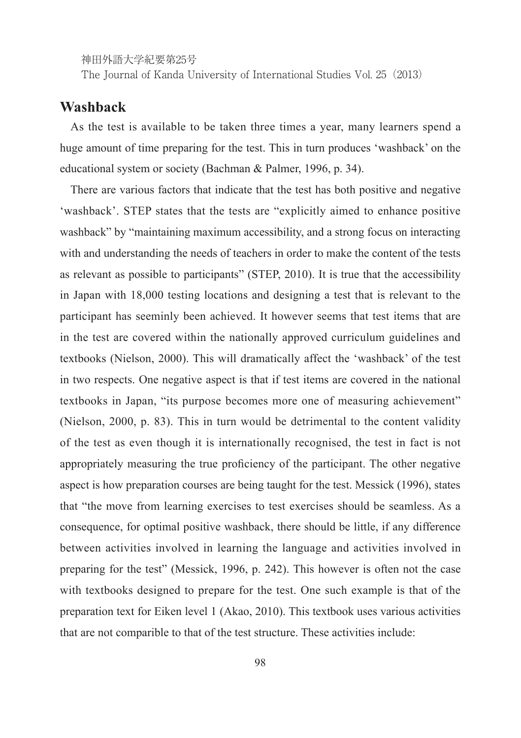## Washback

As the test is available to be taken three times a year, many learners spend a huge amount of time preparing for the test. This in turn produces 'washback' on the educational system or society (Bachman & Palmer, 1996, p. 34).

There are various factors that indicate that the test has both positive and negative 'washback'. STEP states that the tests are "explicitly aimed to enhance positive washback" by "maintaining maximum accessibility, and a strong focus on interacting with and understanding the needs of teachers in order to make the content of the tests as relevant as possible to participants" (STEP, 2010). It is true that the accessibility in Japan with 18,000 testing locations and designing a test that is relevant to the participant has seeminly been achieved. It however seems that test items that are in the test are covered within the nationally approved curriculum guidelines and textbooks (Nielson, 2000). This will dramatically affect the 'washback' of the test in two respects. One negative aspect is that if test items are covered in the national textbooks in Japan, "its purpose becomes more one of measuring achievement" (Nielson, 2000, p. 83). This in turn would be detrimental to the content validity of the test as even though it is internationally recognised, the test in fact is not appropriately measuring the true proficiency of the participant. The other negative aspect is how preparation courses are being taught for the test. Messick (1996), states that "the move from learning exercises to test exercises should be seamless. As a consequence, for optimal positive washback, there should be little, if any difference between activities involved in learning the language and activities involved in preparing for the test" (Messick, 1996, p. 242). This however is often not the case with textbooks designed to prepare for the test. One such example is that of the preparation text for Eiken level 1 (Akao, 2010). This textbook uses various activities that are not comparible to that of the test structure. These activities include: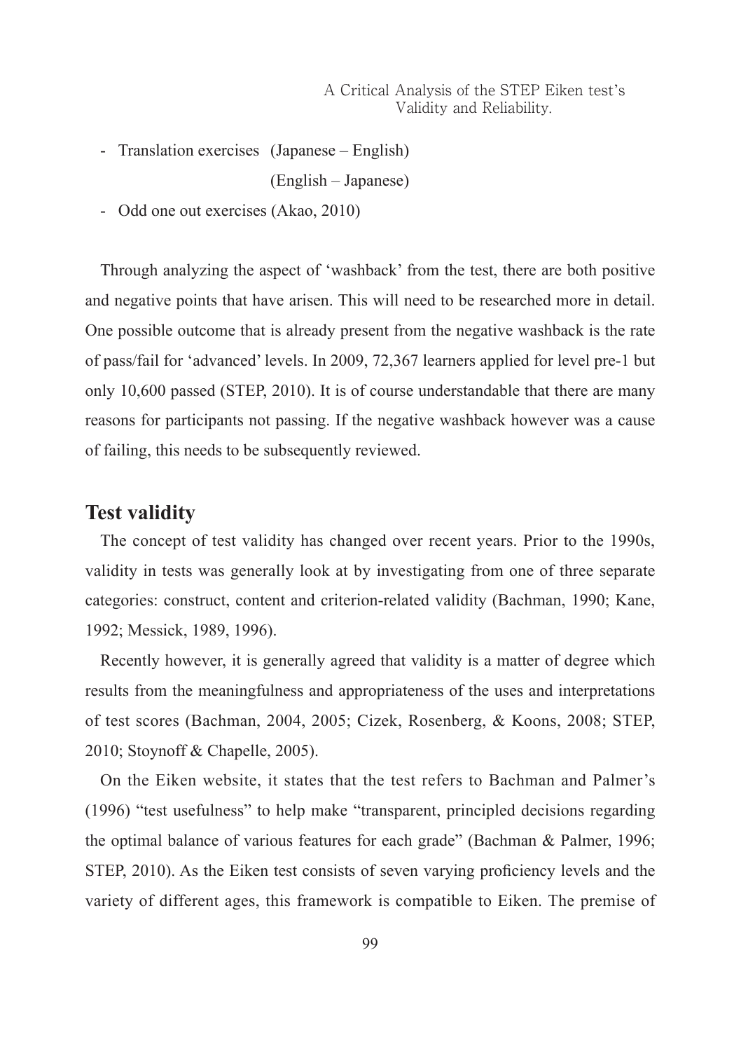- Translation exercises (Japanese – English)
  (English – Japanese)
- Odd one out exercises (Akao, 2010)

Through analyzing the aspect of 'washback' from the test, there are both positive and negative points that have arisen. This will need to be researched more in detail. One possible outcome that is already present from the negative washback is the rate of pass/fail for 'advanced' levels. In 2009, 72,367 learners applied for level pre-1 but only 10,600 passed (STEP, 2010). It is of course understandable that there are many reasons for participants not passing. If the negative washback however was a cause of failing, this needs to be subsequently reviewed.

## Test validity

The concept of test validity has changed over recent years. Prior to the 1990s, validity in tests was generally look at by investigating from one of three separate categories: construct, content and criterion-related validity (Bachman, 1990; Kane, 1992; Messick, 1989, 1996).

Recently however, it is generally agreed that validity is a matter of degree which results from the meaningfulness and appropriateness of the uses and interpretations of test scores (Bachman, 2004, 2005; Cizek, Rosenberg, & Koons, 2008; STEP, 2010; Stoynoff & Chapelle, 2005).

On the Eiken website, it states that the test refers to Bachman and Palmer's (1996) "test usefulness" to help make "transparent, principled decisions regarding the optimal balance of various features for each grade" (Bachman & Palmer, 1996; STEP, 2010). As the Eiken test consists of seven varying proficiency levels and the variety of different ages, this framework is compatible to Eiken. The premise of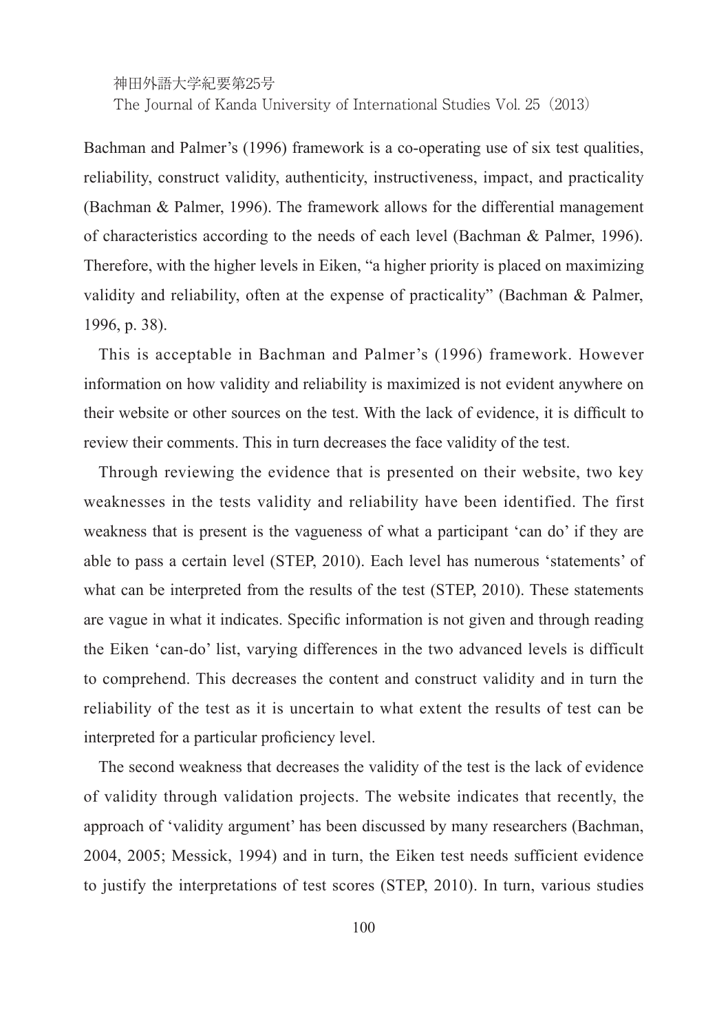Bachman and Palmer's (1996) framework is a co-operating use of six test qualities, reliability, construct validity, authenticity, instructiveness, impact, and practicality (Bachman & Palmer, 1996). The framework allows for the differential management of characteristics according to the needs of each level (Bachman & Palmer, 1996). Therefore, with the higher levels in Eiken, "a higher priority is placed on maximizing validity and reliability, often at the expense of practicality" (Bachman & Palmer, 1996, p. 38).

This is acceptable in Bachman and Palmer's (1996) framework. However information on how validity and reliability is maximized is not evident anywhere on their website or other sources on the test. With the lack of evidence, it is difficult to review their comments. This in turn decreases the face validity of the test.

Through reviewing the evidence that is presented on their website, two key weaknesses in the tests validity and reliability have been identified. The first weakness that is present is the vagueness of what a participant 'can do' if they are able to pass a certain level (STEP, 2010). Each level has numerous 'statements' of what can be interpreted from the results of the test (STEP, 2010). These statements are vague in what it indicates. Specific information is not given and through reading the Eiken 'can-do' list, varying differences in the two advanced levels is difficult to comprehend. This decreases the content and construct validity and in turn the reliability of the test as it is uncertain to what extent the results of test can be interpreted for a particular proficiency level.

The second weakness that decreases the validity of the test is the lack of evidence of validity through validation projects. The website indicates that recently, the approach of 'validity argument' has been discussed by many researchers (Bachman, 2004, 2005; Messick, 1994) and in turn, the Eiken test needs sufficient evidence to justify the interpretations of test scores (STEP, 2010). In turn, various studies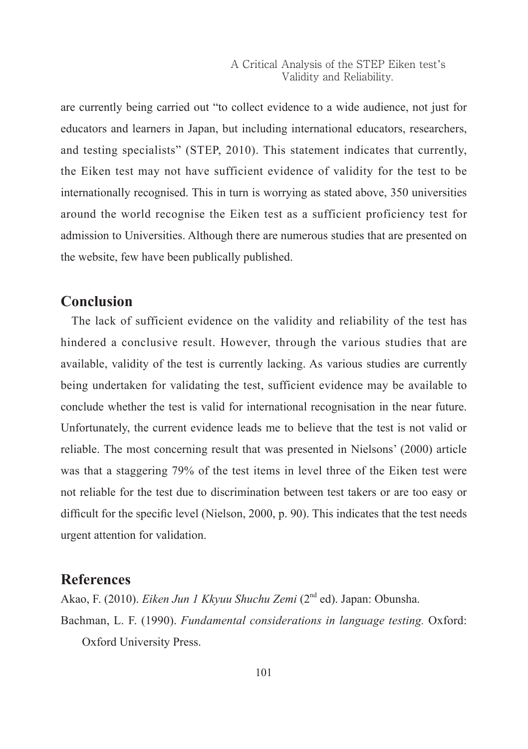are currently being carried out "to collect evidence to a wide audience, not just for educators and learners in Japan, but including international educators, researchers, and testing specialists" (STEP, 2010). This statement indicates that currently, the Eiken test may not have sufficient evidence of validity for the test to be internationally recognised. This in turn is worrying as stated above, 350 universities around the world recognise the Eiken test as a sufficient proficiency test for admission to Universities. Although there are numerous studies that are presented on the website, few have been publically published.

## Conclusion

The lack of sufficient evidence on the validity and reliability of the test has hindered a conclusive result. However, through the various studies that are available, validity of the test is currently lacking. As various studies are currently being undertaken for validating the test, sufficient evidence may be available to conclude whether the test is valid for international recognisation in the near future. Unfortunately, the current evidence leads me to believe that the test is not valid or reliable. The most concerning result that was presented in Nielsons' (2000) article was that a staggering 79% of the test items in level three of the Eiken test were not reliable for the test due to discrimination between test takers or are too easy or difficult for the specific level (Nielson, 2000, p. 90). This indicates that the test needs urgent attention for validation.

## References

Akao, F. (2010). *Eiken Jun 1 Kkyuu Shuchu Zemi* (2nd ed). Japan: Obunsha.

Bachman, L. F. (1990). *Fundamental considerations in language testing.* Oxford: Oxford University Press.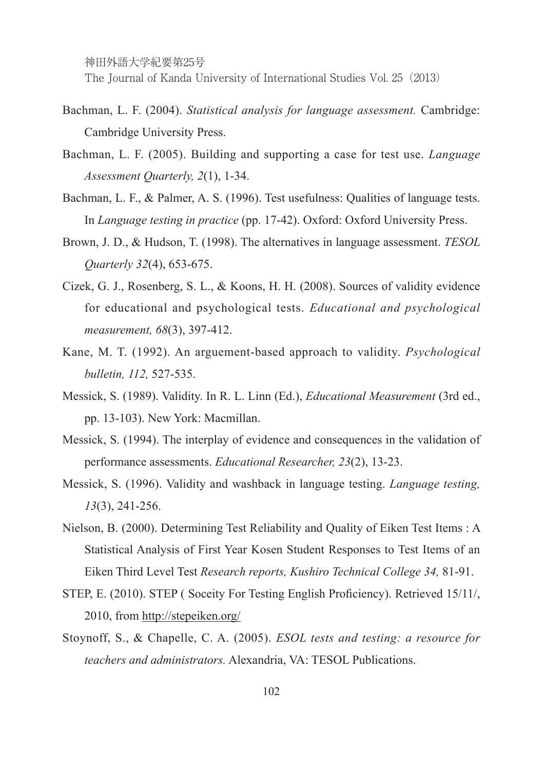Bachman, L. F. (2004). *Statistical analysis for language assessment.* Cambridge: Cambridge University Press.

Bachman, L. F. (2005). Building and supporting a case for test use. *Language Assessment Quarterly, 2*(1), 1-34.

Bachman, L. F., & Palmer, A. S. (1996). Test usefulness: Qualities of language tests. In *Language testing in practice* (pp. 17-42). Oxford: Oxford University Press.

Brown, J. D., & Hudson, T. (1998). The alternatives in language assessment. *TESOL Quarterly 32*(4), 653-675.

Cizek, G. J., Rosenberg, S. L., & Koons, H. H. (2008). Sources of validity evidence for educational and psychological tests. *Educational and psychological measurement, 68*(3), 397-412.

Kane, M. T. (1992). An arguement-based approach to validity. *Psychological bulletin, 112,* 527-535.

Messick, S. (1989). Validity. In R. L. Linn (Ed.), *Educational Measurement* (3rd ed., pp. 13-103). New York: Macmillan.

Messick, S. (1994). The interplay of evidence and consequences in the validation of performance assessments. *Educational Researcher, 23*(2), 13-23.

Messick, S. (1996). Validity and washback in language testing. *Language testing, 13*(3), 241-256.

Nielson, B. (2000). Determining Test Reliability and Quality of Eiken Test Items : A Statistical Analysis of First Year Kosen Student Responses to Test Items of an Eiken Third Level Test *Research reports, Kushiro Technical College 34,* 81-91.

STEP, E. (2010). STEP ( Soceity For Testing English Proficiency). Retrieved 15/11/, 2010, from http://stepeiken.org/

Stoynoff, S., & Chapelle, C. A. (2005). *ESOL tests and testing: a resource for teachers and administrators.* Alexandria, VA: TESOL Publications.